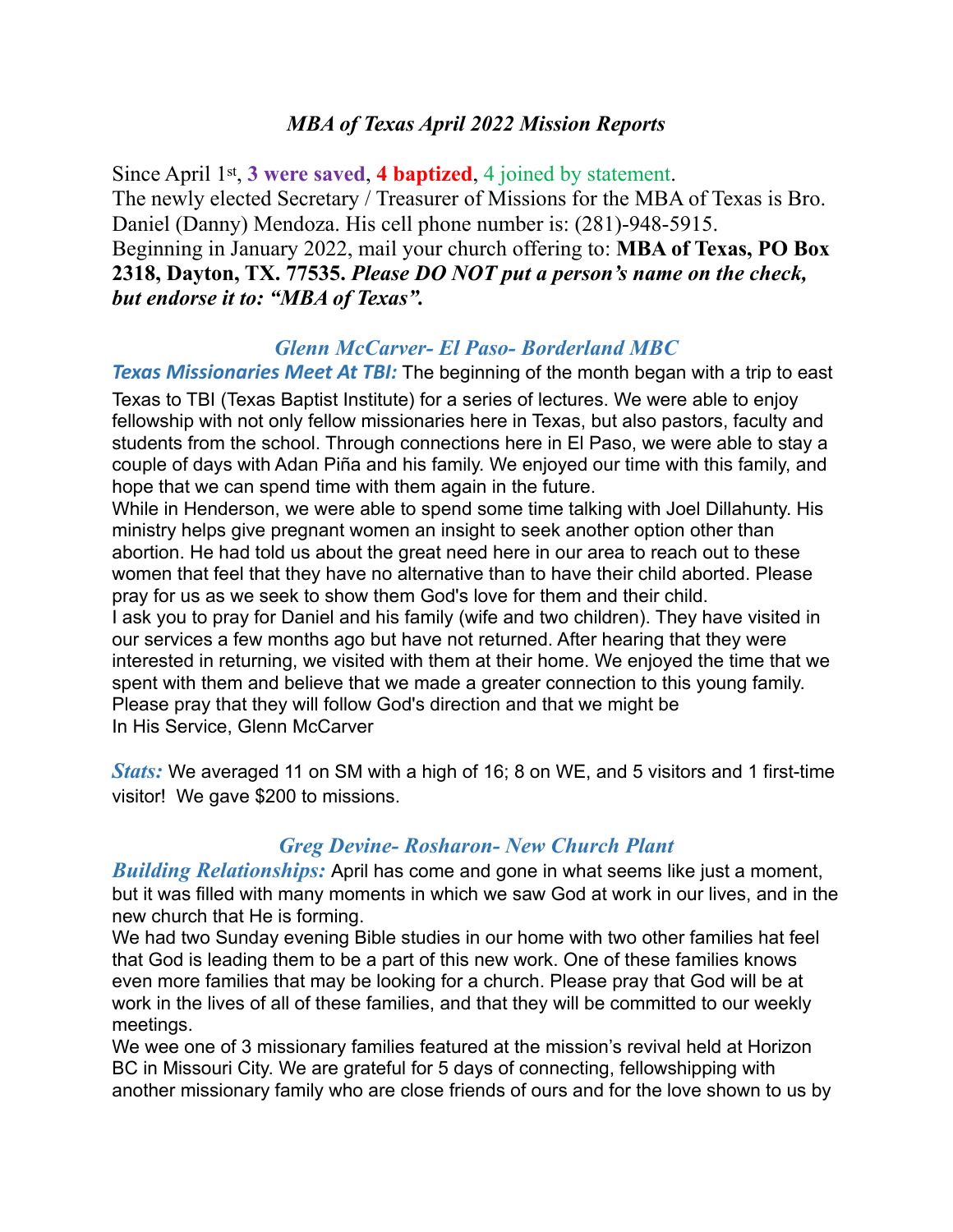# *MBA of Texas April 2022 Mission Reports*

Since April 1st, **3 were saved**, **4 baptized**, 4 joined by statement.
The newly elected Secretary / Treasurer of Missions for the MBA of Texas is Bro. Daniel (Danny) Mendoza. His cell phone number is: (281)-948-5915.
Beginning in January 2022, mail your church offering to: **MBA of Texas, PO Box 2318, Dayton, TX. 77535.** ***Please DO NOT put a person's name on the check, but endorse it to: "MBA of Texas".***

## *Glenn McCarver- El Paso- Borderland MBC*

***Texas Missionaries Meet At TBI:*** The beginning of the month began with a trip to east Texas to TBI (Texas Baptist Institute) for a series of lectures. We were able to enjoy fellowship with not only fellow missionaries here in Texas, but also pastors, faculty and students from the school. Through connections here in El Paso, we were able to stay a couple of days with Adan Piña and his family. We enjoyed our time with this family, and hope that we can spend time with them again in the future.
While in Henderson, we were able to spend some time talking with Joel Dillahunty. His ministry helps give pregnant women an insight to seek another option other than abortion. He had told us about the great need here in our area to reach out to these women that feel that they have no alternative than to have their child aborted. Please pray for us as we seek to show them God's love for them and their child.
I ask you to pray for Daniel and his family (wife and two children). They have visited in our services a few months ago but have not returned. After hearing that they were interested in returning, we visited with them at their home. We enjoyed the time that we spent with them and believe that we made a greater connection to this young family. Please pray that they will follow God's direction and that we might be
In His Service, Glenn McCarver

***Stats:*** We averaged 11 on SM with a high of 16; 8 on WE, and 5 visitors and 1 first-time visitor! We gave $200 to missions.

## *Greg Devine- Rosharon- New Church Plant*

***Building Relationships:*** April has come and gone in what seems like just a moment, but it was filled with many moments in which we saw God at work in our lives, and in the new church that He is forming.
We had two Sunday evening Bible studies in our home with two other families hat feel that God is leading them to be a part of this new work. One of these families knows even more families that may be looking for a church. Please pray that God will be at work in the lives of all of these families, and that they will be committed to our weekly meetings.
We wee one of 3 missionary families featured at the mission's revival held at Horizon BC in Missouri City. We are grateful for 5 days of connecting, fellowshipping with another missionary family who are close friends of ours and for the love shown to us by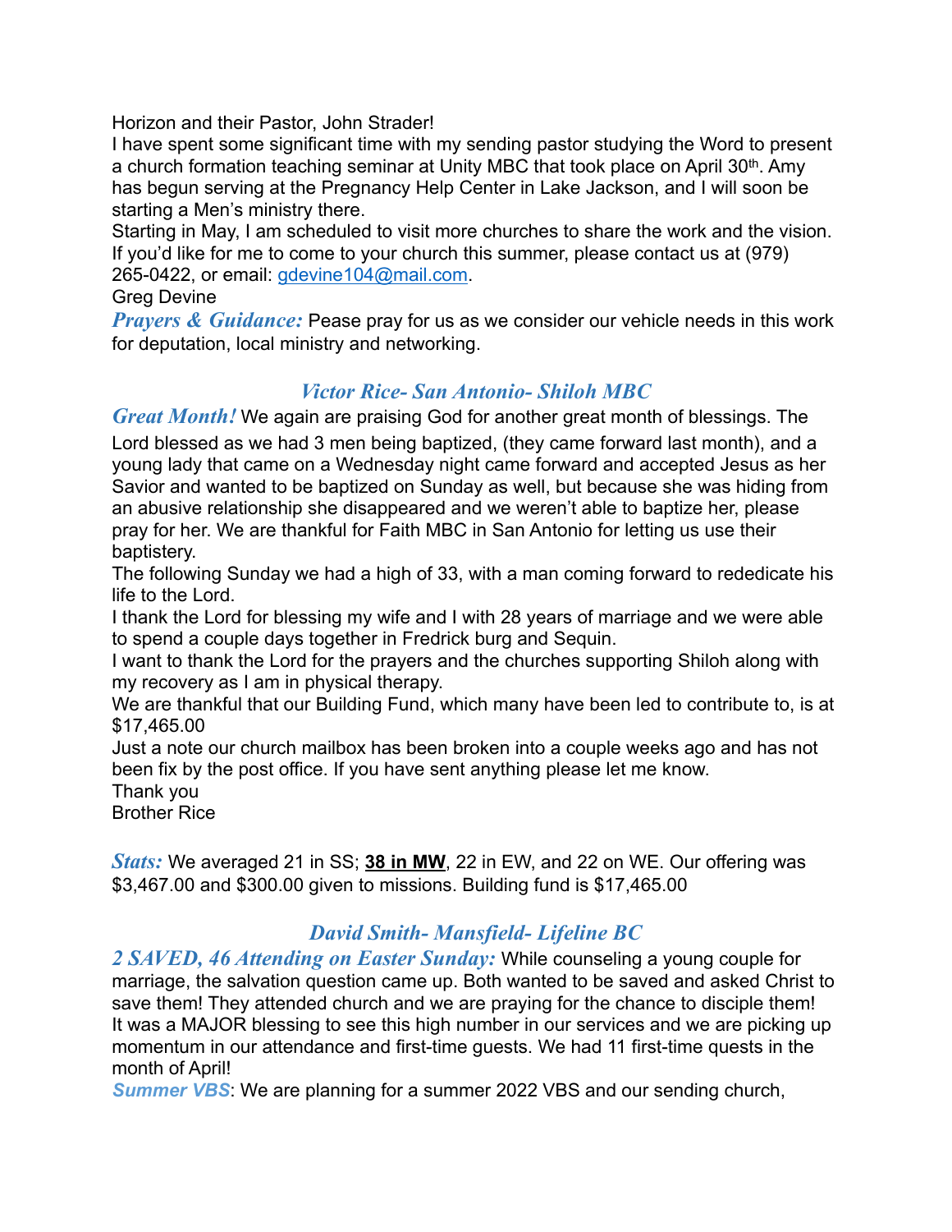Horizon and their Pastor, John Strader!

I have spent some significant time with my sending pastor studying the Word to present a church formation teaching seminar at Unity MBC that took place on April 30th. Amy has begun serving at the Pregnancy Help Center in Lake Jackson, and I will soon be starting a Men's ministry there.

Starting in May, I am scheduled to visit more churches to share the work and the vision. If you'd like for me to come to your church this summer, please contact us at (979) 265-0422, or email: gdevine104@mail.com.

Greg Devine

***Prayers & Guidance:*** Pease pray for us as we consider our vehicle needs in this work for deputation, local ministry and networking.

## *Victor Rice- San Antonio- Shiloh MBC*

***Great Month!*** We again are praising God for another great month of blessings. The Lord blessed as we had 3 men being baptized, (they came forward last month), and a young lady that came on a Wednesday night came forward and accepted Jesus as her Savior and wanted to be baptized on Sunday as well, but because she was hiding from an abusive relationship she disappeared and we weren't able to baptize her, please pray for her. We are thankful for Faith MBC in San Antonio for letting us use their baptistery.

The following Sunday we had a high of 33, with a man coming forward to rededicate his life to the Lord.

I thank the Lord for blessing my wife and I with 28 years of marriage and we were able to spend a couple days together in Fredrick burg and Sequin.

I want to thank the Lord for the prayers and the churches supporting Shiloh along with my recovery as I am in physical therapy.

We are thankful that our Building Fund, which many have been led to contribute to, is at $17,465.00

Just a note our church mailbox has been broken into a couple weeks ago and has not been fix by the post office. If you have sent anything please let me know.

Thank you

Brother Rice

***Stats:*** We averaged 21 in SS; **38 in MW**, 22 in EW, and 22 on WE. Our offering was $3,467.00 and $300.00 given to missions. Building fund is $17,465.00

## *David Smith- Mansfield- Lifeline BC*

***2 SAVED, 46 Attending on Easter Sunday:*** While counseling a young couple for marriage, the salvation question came up. Both wanted to be saved and asked Christ to save them! They attended church and we are praying for the chance to disciple them! It was a MAJOR blessing to see this high number in our services and we are picking up momentum in our attendance and first-time guests. We had 11 first-time quests in the month of April!

***Summer VBS***: We are planning for a summer 2022 VBS and our sending church,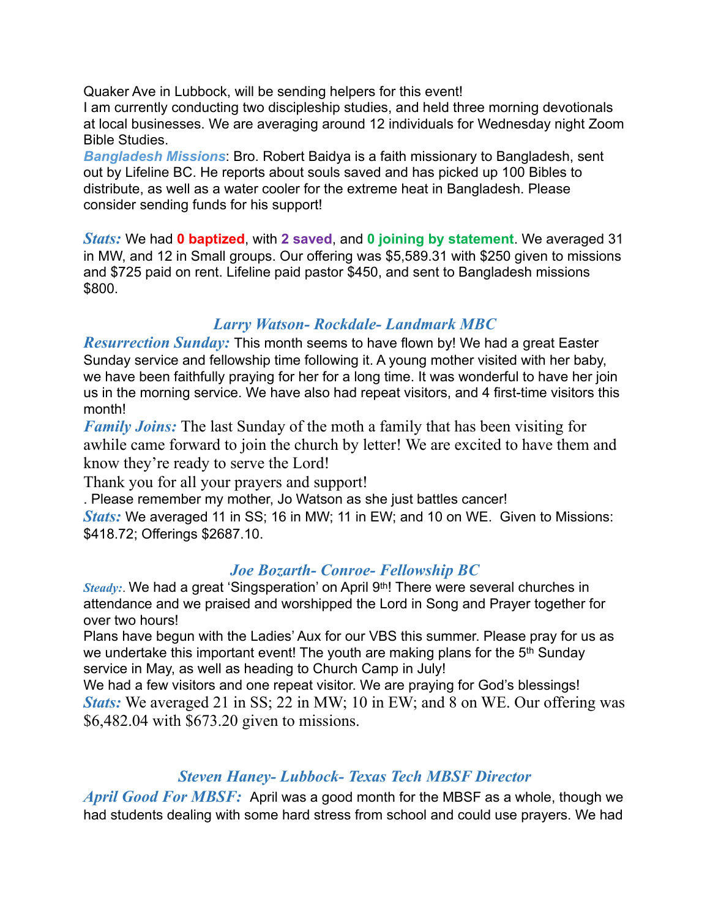Quaker Ave in Lubbock, will be sending helpers for this event!
I am currently conducting two discipleship studies, and held three morning devotionals at local businesses. We are averaging around 12 individuals for Wednesday night Zoom Bible Studies.
***Bangladesh Missions***: Bro. Robert Baidya is a faith missionary to Bangladesh, sent out by Lifeline BC. He reports about souls saved and has picked up 100 Bibles to distribute, as well as a water cooler for the extreme heat in Bangladesh. Please consider sending funds for his support!

***Stats:*** We had **0 baptized**, with **2 saved**, and **0 joining by statement**. We averaged 31 in MW, and 12 in Small groups. Our offering was $5,589.31 with $250 given to missions and $725 paid on rent. Lifeline paid pastor $450, and sent to Bangladesh missions $800.

### *Larry Watson- Rockdale- Landmark MBC*

***Resurrection Sunday:*** This month seems to have flown by! We had a great Easter Sunday service and fellowship time following it. A young mother visited with her baby, we have been faithfully praying for her for a long time. It was wonderful to have her join us in the morning service. We have also had repeat visitors, and 4 first-time visitors this month!
***Family Joins:*** The last Sunday of the moth a family that has been visiting for awhile came forward to join the church by letter! We are excited to have them and know they're ready to serve the Lord!
Thank you for all your prayers and support!
. Please remember my mother, Jo Watson as she just battles cancer!
***Stats:*** We averaged 11 in SS; 16 in MW; 11 in EW; and 10 on WE. Given to Missions: $418.72; Offerings $2687.10.

### *Joe Bozarth- Conroe- Fellowship BC*

***Steady:***. We had a great 'Singsperation' on April 9th! There were several churches in attendance and we praised and worshipped the Lord in Song and Prayer together for over two hours!
Plans have begun with the Ladies' Aux for our VBS this summer. Please pray for us as we undertake this important event! The youth are making plans for the 5th Sunday service in May, as well as heading to Church Camp in July!
We had a few visitors and one repeat visitor. We are praying for God's blessings!
***Stats:*** We averaged 21 in SS; 22 in MW; 10 in EW; and 8 on WE. Our offering was $6,482.04 with $673.20 given to missions.

### *Steven Haney- Lubbock- Texas Tech MBSF Director*

***April Good For MBSF:*** April was a good month for the MBSF as a whole, though we had students dealing with some hard stress from school and could use prayers. We had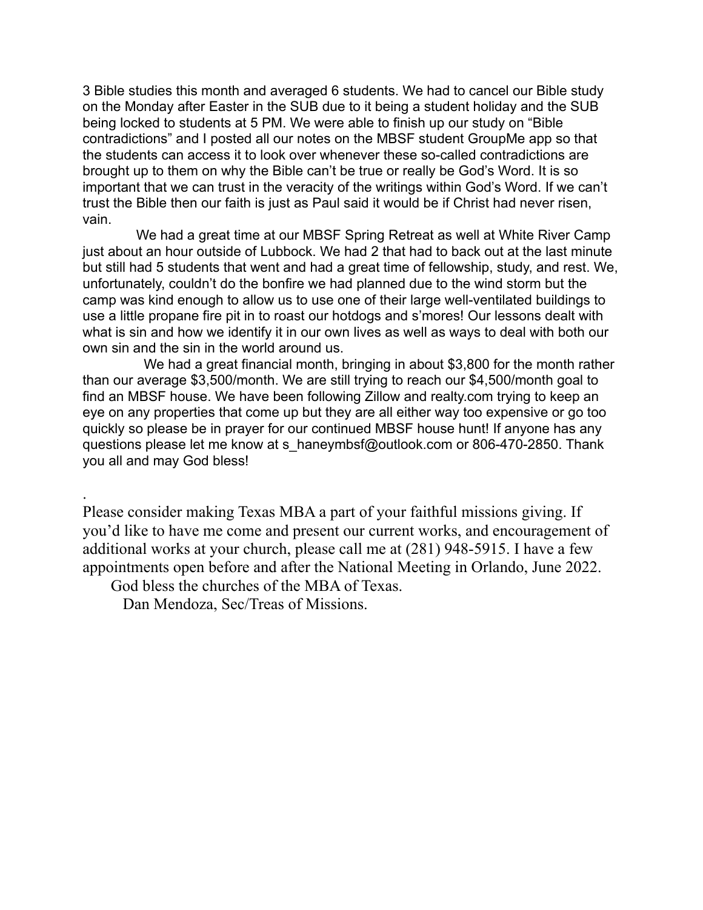3 Bible studies this month and averaged 6 students. We had to cancel our Bible study on the Monday after Easter in the SUB due to it being a student holiday and the SUB being locked to students at 5 PM. We were able to finish up our study on "Bible contradictions" and I posted all our notes on the MBSF student GroupMe app so that the students can access it to look over whenever these so-called contradictions are brought up to them on why the Bible can't be true or really be God's Word. It is so important that we can trust in the veracity of the writings within God's Word. If we can't trust the Bible then our faith is just as Paul said it would be if Christ had never risen, vain.

We had a great time at our MBSF Spring Retreat as well at White River Camp just about an hour outside of Lubbock. We had 2 that had to back out at the last minute but still had 5 students that went and had a great time of fellowship, study, and rest. We, unfortunately, couldn't do the bonfire we had planned due to the wind storm but the camp was kind enough to allow us to use one of their large well-ventilated buildings to use a little propane fire pit in to roast our hotdogs and s'mores! Our lessons dealt with what is sin and how we identify it in our own lives as well as ways to deal with both our own sin and the sin in the world around us.

We had a great financial month, bringing in about $3,800 for the month rather than our average $3,500/month. We are still trying to reach our $4,500/month goal to find an MBSF house. We have been following Zillow and realty.com trying to keep an eye on any properties that come up but they are all either way too expensive or go too quickly so please be in prayer for our continued MBSF house hunt! If anyone has any questions please let me know at s_haneymbsf@outlook.com or 806-470-2850. Thank you all and may God bless!

.

Please consider making Texas MBA a part of your faithful missions giving. If you'd like to have me come and present our current works, and encouragement of additional works at your church, please call me at (281) 948-5915. I have a few appointments open before and after the National Meeting in Orlando, June 2022.

God bless the churches of the MBA of Texas.

Dan Mendoza, Sec/Treas of Missions.